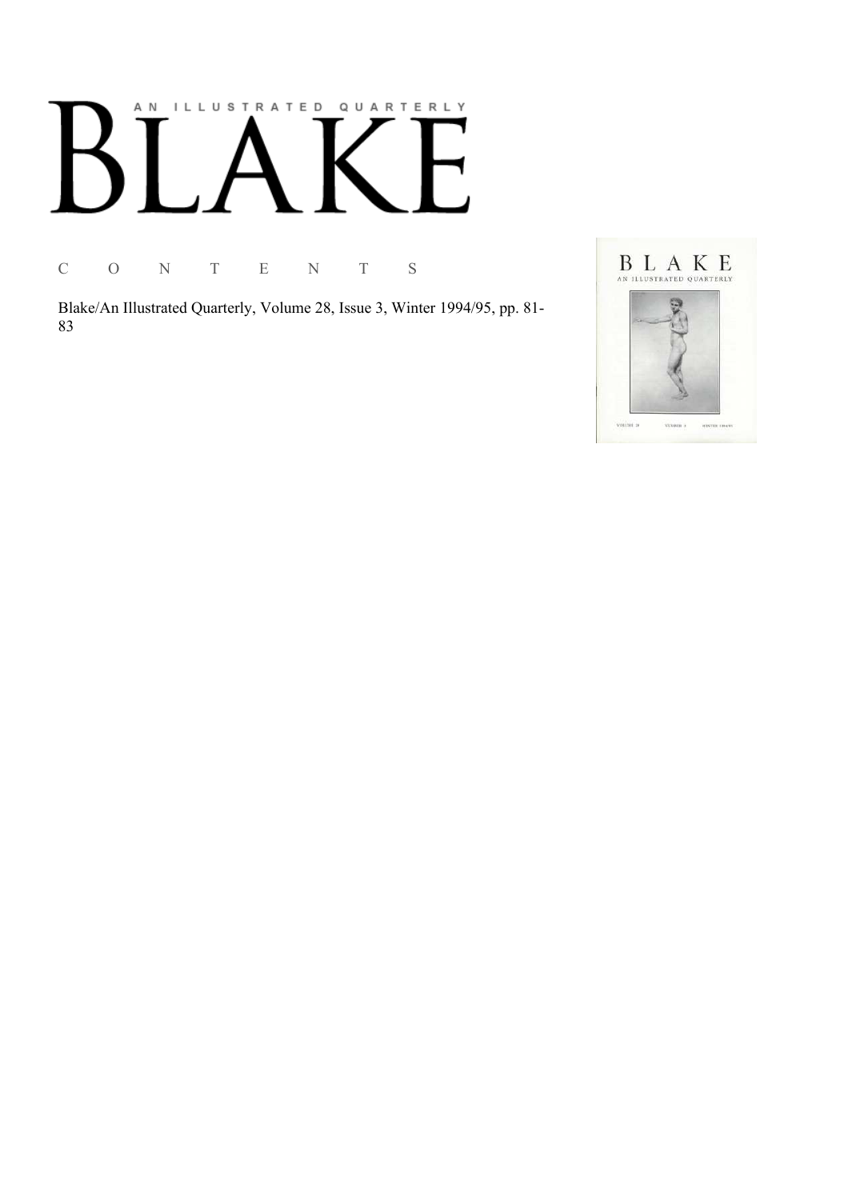AN ILLUSTRATED QUARTERLY

# BLAKE

C O N T E N T S

Blake/An Illustrated Quarterly, Volume 28, Issue 3, Winter 1994/95, pp. 81-83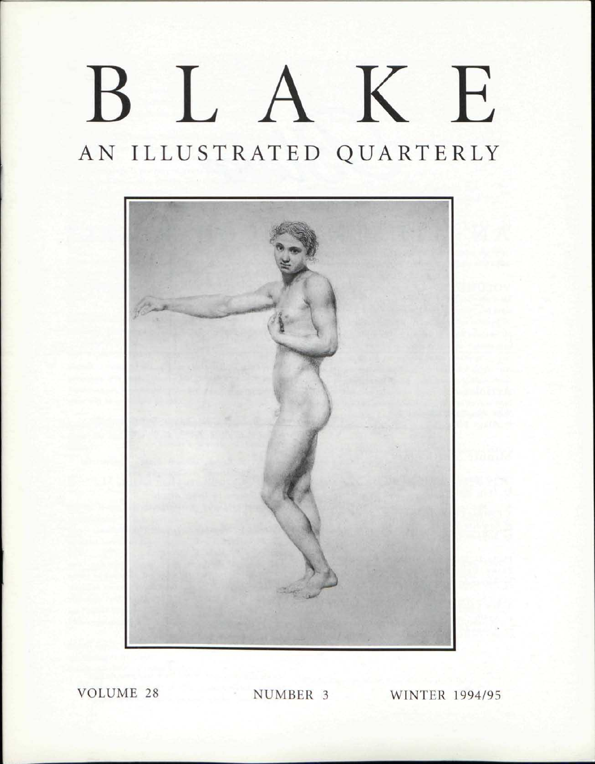# BLAKE

## AN ILLUSTRATED QUARTERLY

VOLUME 28 NUMBER 3 WINTER 1994/95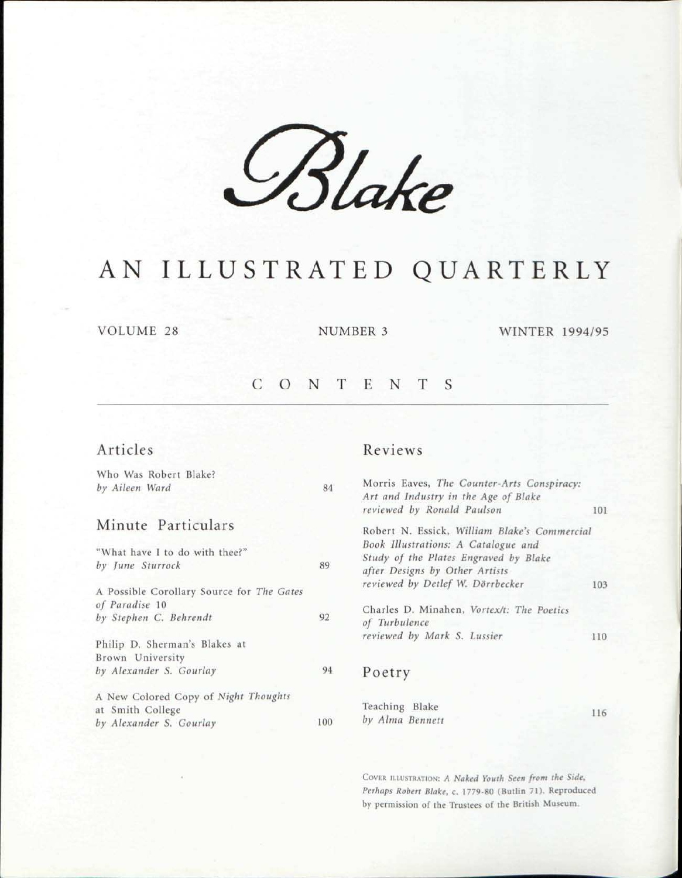# *Blake*

## AN ILLUSTRATED QUARTERLY

VOLUME 28 NUMBER 3 WINTER 1994/95

## CONTENTS

### Articles

Who Was Robert Blake?
*by Aileen Ward* 84

### Minute Particulars

"What have I to do with thee?"
*by June Sturrock* 89

A Possible Corollary Source for *The Gates of Paradise* 10
*by Stephen C. Behrendt* 92

Philip D. Sherman's Blakes at Brown University
*by Alexander S. Gourlay* 94

A New Colored Copy of *Night Thoughts* at Smith College
*by Alexander S. Gourlay* 100

### Reviews

Morris Eaves, *The Counter-Arts Conspiracy: Art and Industry in the Age of Blake*
*reviewed by Ronald Paulson* 101

Robert N. Essick, *William Blake's Commercial Book Illustrations: A Catalogue and Study of the Plates Engraved by Blake after Designs by Other Artists*
*reviewed by Detlef W. Dörrbecker* 103

Charles D. Minahen, *Vortex/t: The Poetics of Turbulence*
*reviewed by Mark S. Lussier* 110

### Poetry

Teaching Blake
*by Alma Bennett* 116

COVER ILLUSTRATION: *A Naked Youth Seen from the Side, Perhaps Robert Blake*, c. 1779-80 (Butlin 71). Reproduced by permission of the Trustees of the British Museum.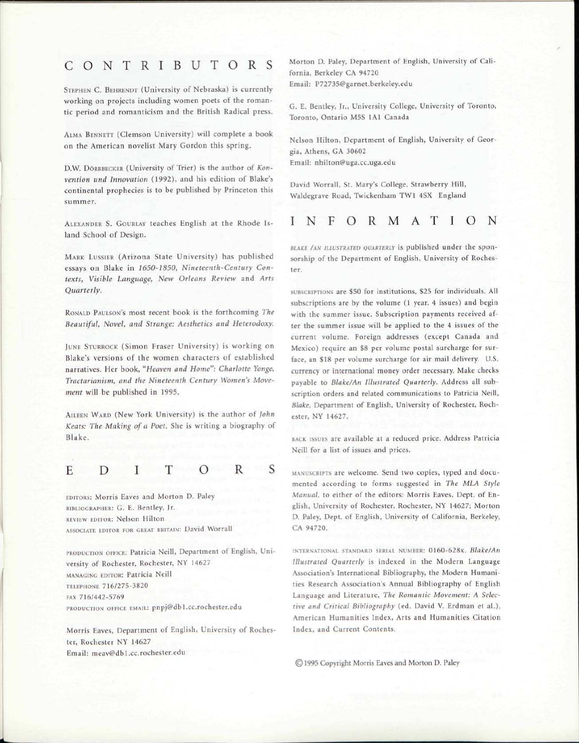## CONTRIBUTORS

Stephen C. Behrendt (University of Nebraska) is currently working on projects including women poets of the romantic period and romanticism and the British Radical press.

Alma Bennett (Clemson University) will complete a book on the American novelist Mary Gordon this spring.

D.W. Dörrbecker (University of Trier) is the author of *Konvention und Innovation* (1992), and his edition of Blake's continental prophecies is to be published by Princeton this summer.

Alexander S. Gourlay teaches English at the Rhode Island School of Design.

Mark Lussier (Arizona State University) has published essays on Blake in *1650-1850, Nineteenth-Century Contexts, Visible Language, New Orleans Review* and *Arts Quarterly*.

Ronald Paulson's most recent book is the forthcoming *The Beautiful, Novel, and Strange: Aesthetics and Heterodoxy.*

June Sturrock (Simon Fraser University) is working on Blake's versions of the women characters of established narratives. Her book, *"Heaven and Home": Charlotte Yonge, Tractarianism, and the Nineteenth Century Women's Movement* will be published in 1995.

Aileen Ward (New York University) is the author of *John Keats: The Making of a Poet*. She is writing a biography of Blake.

## EDITORS

Editors: Morris Eaves and Morton D. Paley
Bibliographer: G. E. Bentley, Jr.
Review editor: Nelson Hilton
Associate editor for Great Britain: David Worrall

Production office: Patricia Neill, Department of English, University of Rochester, Rochester, NY 14627
Managing editor: Patricia Neill
Telephone 716/275-3820
Fax 716/442-5769
Production office email: pnpj@db1.cc.rochester.edu

Morris Eaves, Department of English, University of Rochester, Rochester NY 14627
Email: meav@db1.cc.rochester.edu

Morton D. Paley, Department of English, University of California, Berkeley CA 94720
Email: P72735@garnet.berkeley.edu

G. E. Bentley, Jr., University College, University of Toronto, Toronto, Ontario M5S 1A1 Canada

Nelson Hilton, Department of English, University of Georgia, Athens, GA 30602
Email: nhilton@uga.cc.uga.edu

David Worrall, St. Mary's College, Strawberry Hill, Waldegrave Road, Twickenham TW1 4SX England

## INFORMATION

*Blake/An Illustrated Quarterly* is published under the sponsorship of the Department of English, University of Rochester.

Subscriptions are $50 for institutions, $25 for individuals. All subscriptions are by the volume (1 year, 4 issues) and begin with the summer issue. Subscription payments received after the summer issue will be applied to the 4 issues of the current volume. Foreign addresses (except Canada and Mexico) require an $8 per volume postal surcharge for surface, an $18 per volume surcharge for air mail delivery. U.S. currency or international money order necessary. Make checks payable to *Blake/An Illustrated Quarterly*. Address all subscription orders and related communications to Patricia Neill, *Blake*, Department of English, University of Rochester, Rochester, NY 14627.

Back issues are available at a reduced price. Address Patricia Neill for a list of issues and prices.

Manuscripts are welcome. Send two copies, typed and documented according to forms suggested in *The MLA Style Manual*, to either of the editors: Morris Eaves, Dept. of English, University of Rochester, Rochester, NY 14627; Morton D. Paley, Dept. of English, University of California, Berkeley, CA 94720.

International standard serial number: 0160-628x. *Blake/An Illustrated Quarterly* is indexed in the Modern Language Association's International Bibliography, the Modern Humanities Research Association's Annual Bibliography of English Language and Literature, *The Romantic Movement: A Selective and Critical Bibliography* (ed. David V. Erdman et al.), American Humanities Index, Arts and Humanities Citation Index, and Current Contents.

© 1995 Copyright Morris Eaves and Morton D. Paley